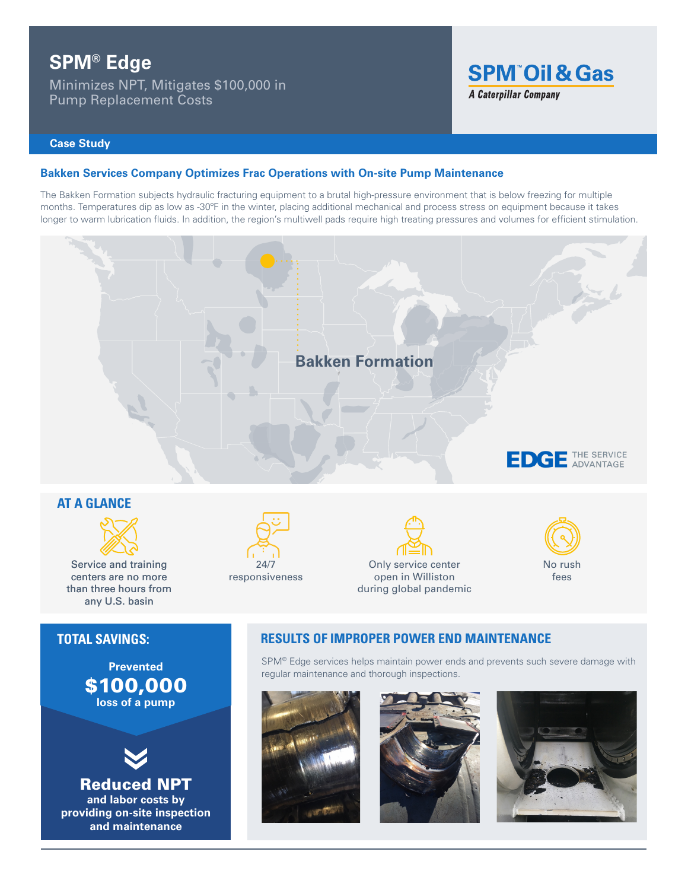# SPM® Edge

Minimizes NPT, Mitigates $100,000 in Pump Replacement Costs

**SPM™ Oil & Gas**
*A Caterpillar Company*

**Case Study**

## Bakken Services Company Optimizes Frac Operations with On-site Pump Maintenance

The Bakken Formation subjects hydraulic fracturing equipment to a brutal high-pressure environment that is below freezing for multiple months. Temperatures dip as low as -30ºF in the winter, placing additional mechanical and process stress on equipment because it takes longer to warm lubrication fluids. In addition, the region's multiwell pads require high treating pressures and volumes for efficient stimulation.

Bakken Formation

EDGE THE SERVICE ADVANTAGE

## AT A GLANCE

- Service and training centers are no more than three hours from any U.S. basin
- 24/7 responsiveness
- Only service center open in Williston during global pandemic
- No rush fees

## TOTAL SAVINGS:

Prevented
**$100,000**
loss of a pump

**Reduced NPT**
and labor costs by providing on-site inspection and maintenance

## RESULTS OF IMPROPER POWER END MAINTENANCE

SPM® Edge services helps maintain power ends and prevents such severe damage with regular maintenance and thorough inspections.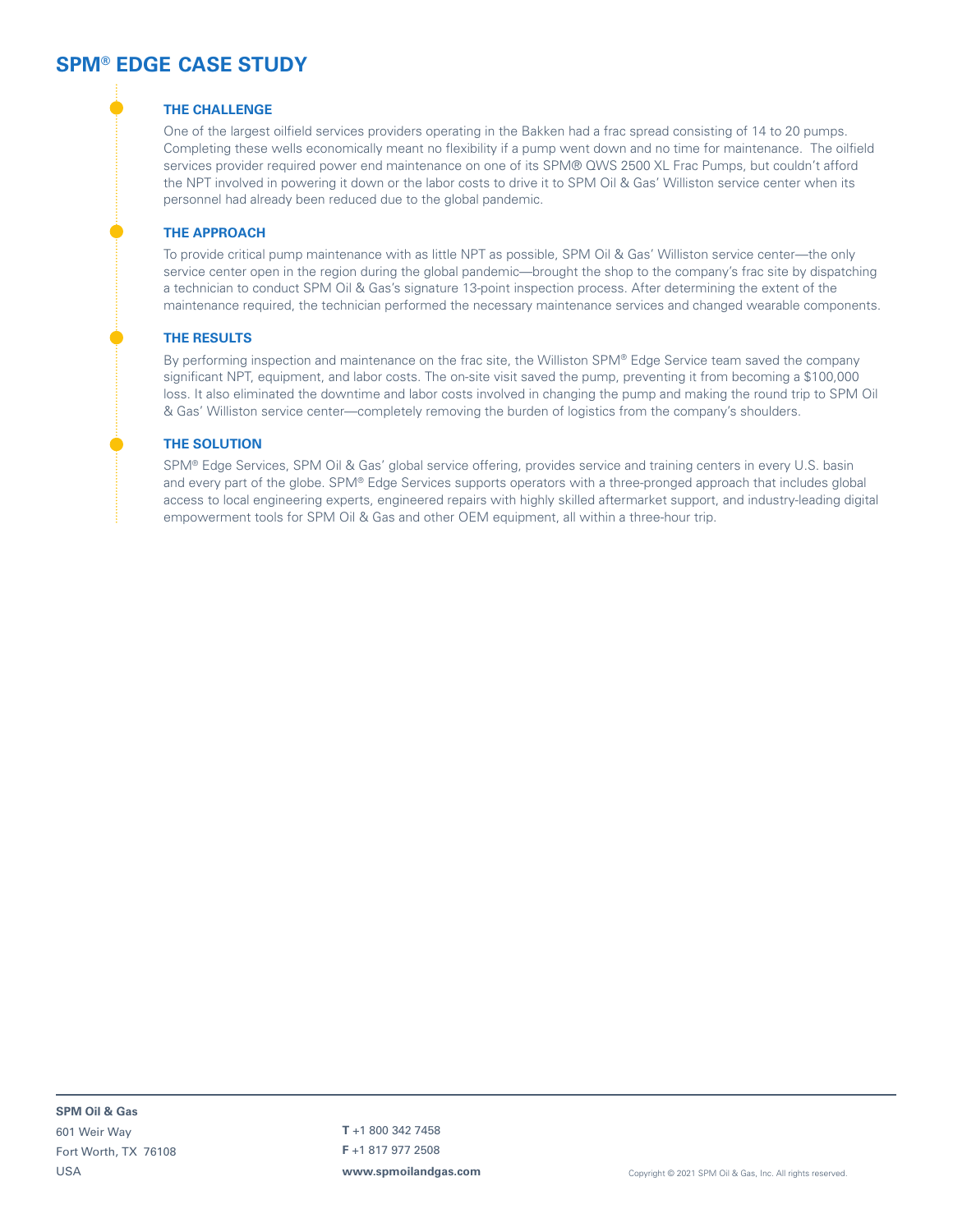# SPM® EDGE CASE STUDY

### THE CHALLENGE

One of the largest oilfield services providers operating in the Bakken had a frac spread consisting of 14 to 20 pumps. Completing these wells economically meant no flexibility if a pump went down and no time for maintenance. The oilfield services provider required power end maintenance on one of its SPM® QWS 2500 XL Frac Pumps, but couldn't afford the NPT involved in powering it down or the labor costs to drive it to SPM Oil & Gas' Williston service center when its personnel had already been reduced due to the global pandemic.

### THE APPROACH

To provide critical pump maintenance with as little NPT as possible, SPM Oil & Gas' Williston service center—the only service center open in the region during the global pandemic—brought the shop to the company's frac site by dispatching a technician to conduct SPM Oil & Gas's signature 13-point inspection process. After determining the extent of the maintenance required, the technician performed the necessary maintenance services and changed wearable components.

### THE RESULTS

By performing inspection and maintenance on the frac site, the Williston SPM® Edge Service team saved the company significant NPT, equipment, and labor costs. The on-site visit saved the pump, preventing it from becoming a $100,000 loss. It also eliminated the downtime and labor costs involved in changing the pump and making the round trip to SPM Oil & Gas' Williston service center—completely removing the burden of logistics from the company's shoulders.

### THE SOLUTION

SPM® Edge Services, SPM Oil & Gas' global service offering, provides service and training centers in every U.S. basin and every part of the globe. SPM® Edge Services supports operators with a three-pronged approach that includes global access to local engineering experts, engineered repairs with highly skilled aftermarket support, and industry-leading digital empowerment tools for SPM Oil & Gas and other OEM equipment, all within a three-hour trip.

**SPM Oil & Gas**
601 Weir Way
Fort Worth, TX 76108
USA

**T** +1 800 342 7458
**F** +1 817 977 2508
**www.spmoilandgas.com**

Copyright © 2021 SPM Oil & Gas, Inc. All rights reserved.